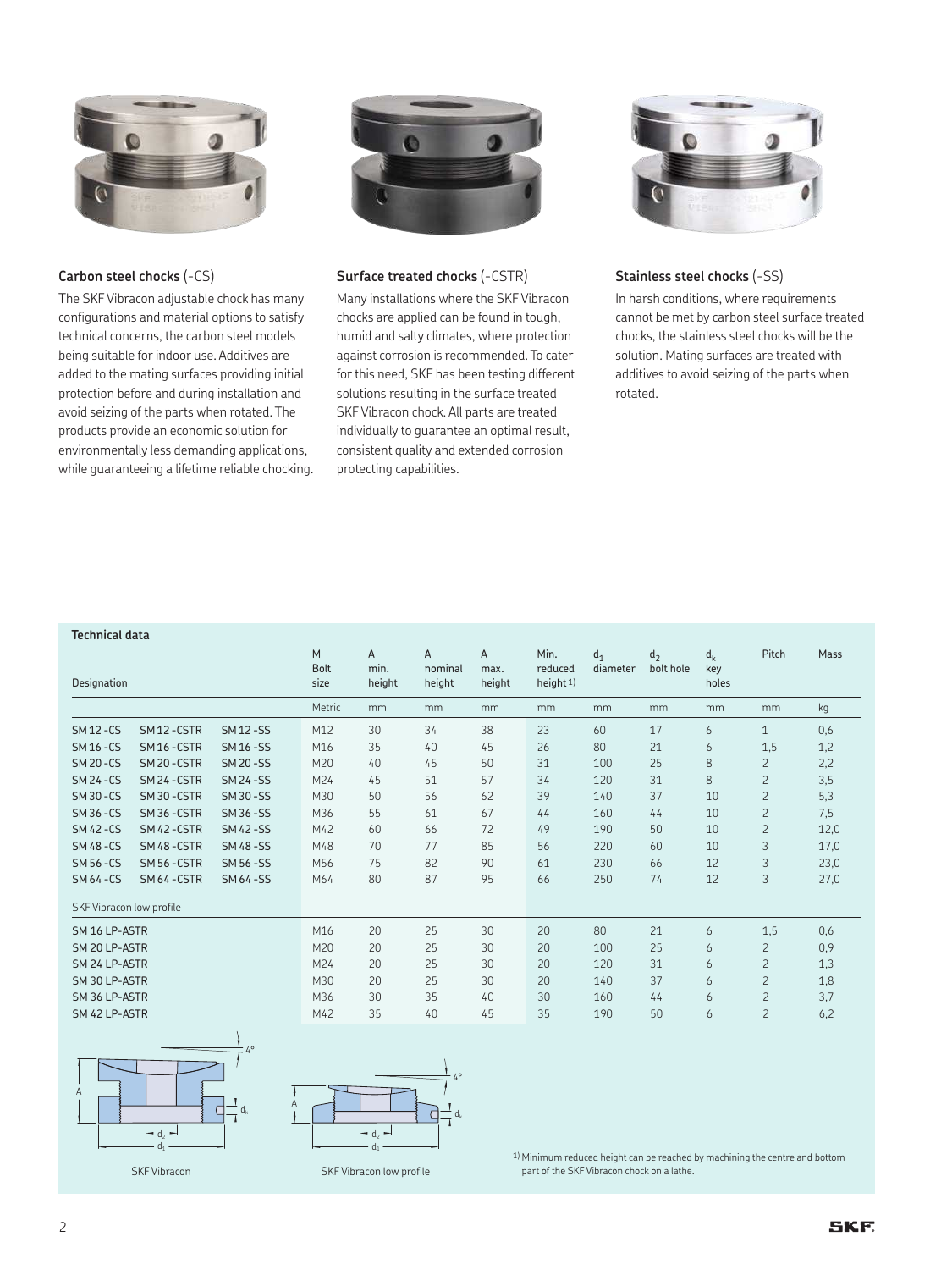### Carbon steel chocks (-CS)

The SKF Vibracon adjustable chock has many configurations and material options to satisfy technical concerns, the carbon steel models being suitable for indoor use. Additives are added to the mating surfaces providing initial protection before and during installation and avoid seizing of the parts when rotated. The products provide an economic solution for environmentally less demanding applications, while guaranteeing a lifetime reliable chocking.

### Surface treated chocks (-CSTR)

Many installations where the SKF Vibracon chocks are applied can be found in tough, humid and salty climates, where protection against corrosion is recommended. To cater for this need, SKF has been testing different solutions resulting in the surface treated SKF Vibracon chock. All parts are treated individually to guarantee an optimal result, consistent quality and extended corrosion protecting capabilities.

### Stainless steel chocks (-SS)

In harsh conditions, where requirements cannot be met by carbon steel surface treated chocks, the stainless steel chocks will be the solution. Mating surfaces are treated with additives to avoid seizing of the parts when rotated.

**Technical data**

| Designation | | | M Bolt size | A min. height | A nominal height | A max. height | Min. reduced height [1] | $d_1$ diameter | $d_2$ bolt hole | $d_k$ key holes | Pitch | Mass |
|---|---|---|---|---|---|---|---|---|---|---|---|---|
| | | | Metric | mm | mm | mm | mm | mm | mm | mm | mm | kg |
| SM 12 -CS | SM 12 -CSTR | SM 12 -SS | M12 | 30 | 34 | 38 | 23 | 60 | 17 | 6 | 1 | 0,6 |
| SM 16 -CS | SM 16 -CSTR | SM 16 -SS | M16 | 35 | 40 | 45 | 26 | 80 | 21 | 6 | 1,5 | 1,2 |
| SM 20 -CS | SM 20 -CSTR | SM 20 -SS | M20 | 40 | 45 | 50 | 31 | 100 | 25 | 8 | 2 | 2,2 |
| SM 24 -CS | SM 24 -CSTR | SM 24 -SS | M24 | 45 | 51 | 57 | 34 | 120 | 31 | 8 | 2 | 3,5 |
| SM 30 -CS | SM 30 -CSTR | SM 30 -SS | M30 | 50 | 56 | 62 | 39 | 140 | 37 | 10 | 2 | 5,3 |
| SM 36 -CS | SM 36 -CSTR | SM 36 -SS | M36 | 55 | 61 | 67 | 44 | 160 | 44 | 10 | 2 | 7,5 |
| SM 42 -CS | SM 42 -CSTR | SM 42 -SS | M42 | 60 | 66 | 72 | 49 | 190 | 50 | 10 | 2 | 12,0 |
| SM 48 -CS | SM 48 -CSTR | SM 48 -SS | M48 | 70 | 77 | 85 | 56 | 220 | 60 | 10 | 3 | 17,0 |
| SM 56 -CS | SM 56 -CSTR | SM 56 -SS | M56 | 75 | 82 | 90 | 61 | 230 | 66 | 12 | 3 | 23,0 |
| SM 64 -CS | SM 64 -CSTR | SM 64 -SS | M64 | 80 | 87 | 95 | 66 | 250 | 74 | 12 | 3 | 27,0 |
| SKF Vibracon low profile | | | | | | | | | | | | |
| SM 16 LP-ASTR | | | M16 | 20 | 25 | 30 | 20 | 80 | 21 | 6 | 1,5 | 0,6 |
| SM 20 LP-ASTR | | | M20 | 20 | 25 | 30 | 20 | 100 | 25 | 6 | 2 | 0,9 |
| SM 24 LP-ASTR | | | M24 | 20 | 25 | 30 | 20 | 120 | 31 | 6 | 2 | 1,3 |
| SM 30 LP-ASTR | | | M30 | 20 | 25 | 30 | 20 | 140 | 37 | 6 | 2 | 1,8 |
| SM 36 LP-ASTR | | | M36 | 30 | 35 | 40 | 30 | 160 | 44 | 6 | 2 | 3,7 |
| SM 42 LP-ASTR | | | M42 | 35 | 40 | 45 | 35 | 190 | 50 | 6 | 2 | 6,2 |

SKF Vibracon

SKF Vibracon low profile

[1] Minimum reduced height can be reached by machining the centre and bottom part of the SKF Vibracon chock on a lathe.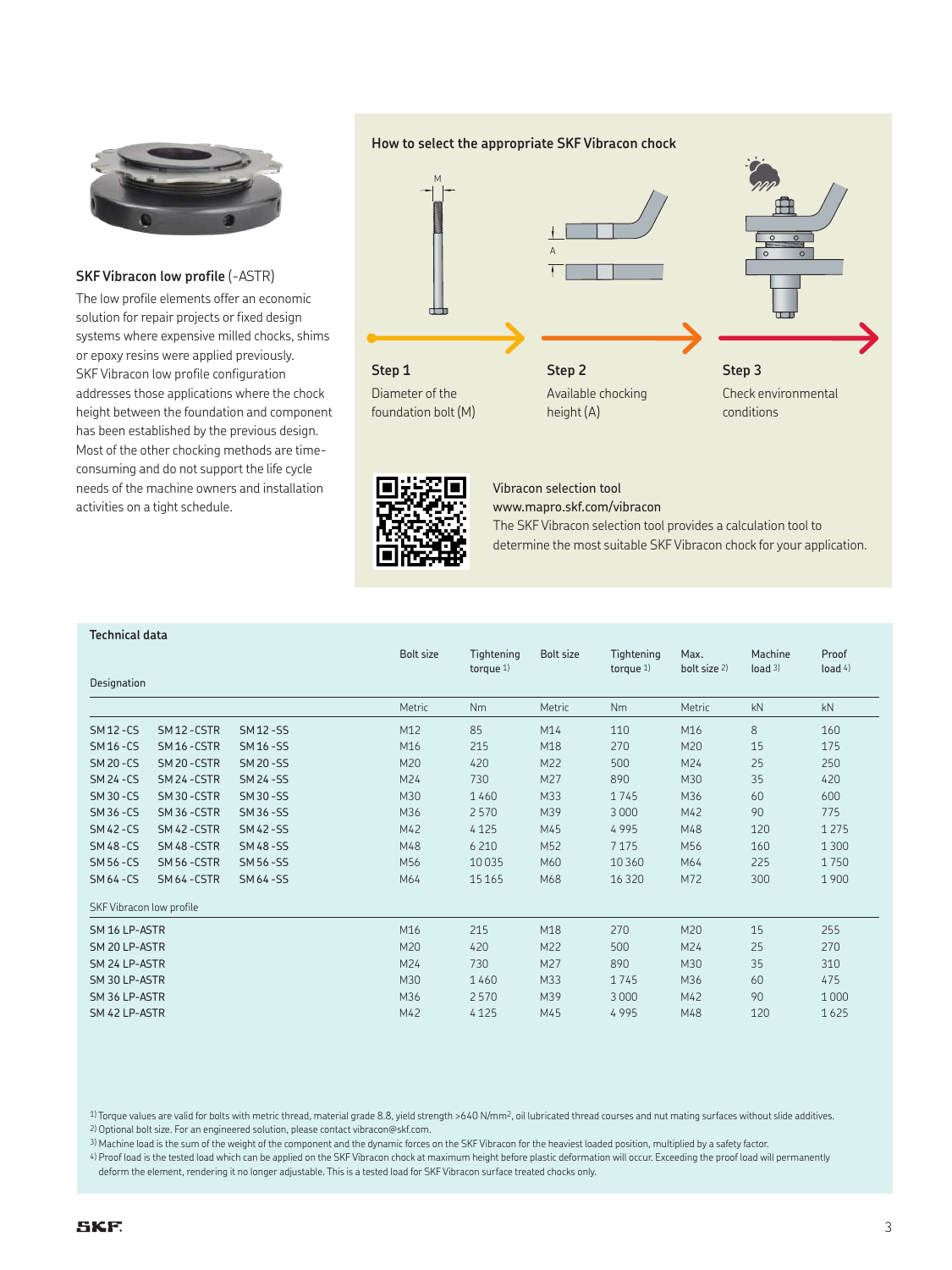## SKF Vibracon low profile (-ASTR)

The low profile elements offer an economic solution for repair projects or fixed design systems where expensive milled chocks, shims or epoxy resins were applied previously. SKF Vibracon low profile configuration addresses those applications where the chock height between the foundation and component has been established by the previous design. Most of the other chocking methods are time-consuming and do not support the life cycle needs of the machine owners and installation activities on a tight schedule.

## How to select the appropriate SKF Vibracon chock

**Step 1**
Diameter of the foundation bolt (M)

**Step 2**
Available chocking height (A)

**Step 3**
Check environmental conditions

**Vibracon selection tool**
www.mapro.skf.com/vibracon
The SKF Vibracon selection tool provides a calculation tool to determine the most suitable SKF Vibracon chock for your application.

## Technical data

| Designation | | | Bolt size | Tightening torque [1] | Bolt size | Tightening torque [1] | Max. bolt size [2] | Machine load [3] | Proof load [4] |
|---|---|---|---|---|---|---|---|---|---|
| | | | Metric | Nm | Metric | Nm | Metric | kN | kN |
| SM 12 -CS | SM 12 -CSTR | SM 12 -SS | M12 | 85 | M14 | 110 | M16 | 8 | 160 |
| SM 16 -CS | SM 16 -CSTR | SM 16 -SS | M16 | 215 | M18 | 270 | M20 | 15 | 175 |
| SM 20 -CS | SM 20 -CSTR | SM 20 -SS | M20 | 420 | M22 | 500 | M24 | 25 | 250 |
| SM 24 -CS | SM 24 -CSTR | SM 24 -SS | M24 | 730 | M27 | 890 | M30 | 35 | 420 |
| SM 30 -CS | SM 30 -CSTR | SM 30 -SS | M30 | 1 460 | M33 | 1 745 | M36 | 60 | 600 |
| SM 36 -CS | SM 36 -CSTR | SM 36 -SS | M36 | 2 570 | M39 | 3 000 | M42 | 90 | 775 |
| SM 42 -CS | SM 42 -CSTR | SM 42 -SS | M42 | 4 125 | M45 | 4 995 | M48 | 120 | 1 275 |
| SM 48 -CS | SM 48 -CSTR | SM 48 -SS | M48 | 6 210 | M52 | 7 175 | M56 | 160 | 1 300 |
| SM 56 -CS | SM 56 -CSTR | SM 56 -SS | M56 | 10 035 | M60 | 10 360 | M64 | 225 | 1 750 |
| SM 64 -CS | SM 64 -CSTR | SM 64 -SS | M64 | 15 165 | M68 | 16 320 | M72 | 300 | 1 900 |
| SKF Vibracon low profile | | | | | | | | | |
| SM 16 LP-ASTR | | | M16 | 215 | M18 | 270 | M20 | 15 | 255 |
| SM 20 LP-ASTR | | | M20 | 420 | M22 | 500 | M24 | 25 | 270 |
| SM 24 LP-ASTR | | | M24 | 730 | M27 | 890 | M30 | 35 | 310 |
| SM 30 LP-ASTR | | | M30 | 1 460 | M33 | 1 745 | M36 | 60 | 475 |
| SM 36 LP-ASTR | | | M36 | 2 570 | M39 | 3 000 | M42 | 90 | 1 000 |
| SM 42 LP-ASTR | | | M42 | 4 125 | M45 | 4 995 | M48 | 120 | 1 625 |

[1] Torque values are valid for bolts with metric thread, material grade 8.8, yield strength >640 N/mm$^2$, oil lubricated thread courses and nut mating surfaces without slide additives.
[2] Optional bolt size. For an engineered solution, please contact vibracon@skf.com.
[3] Machine load is the sum of the weight of the component and the dynamic forces on the SKF Vibracon for the heaviest loaded position, multiplied by a safety factor.
[4] Proof load is the tested load which can be applied on the SKF Vibracon chock at maximum height before plastic deformation will occur. Exceeding the proof load will permanently deform the element, rendering it no longer adjustable. This is a tested load for SKF Vibracon surface treated chocks only.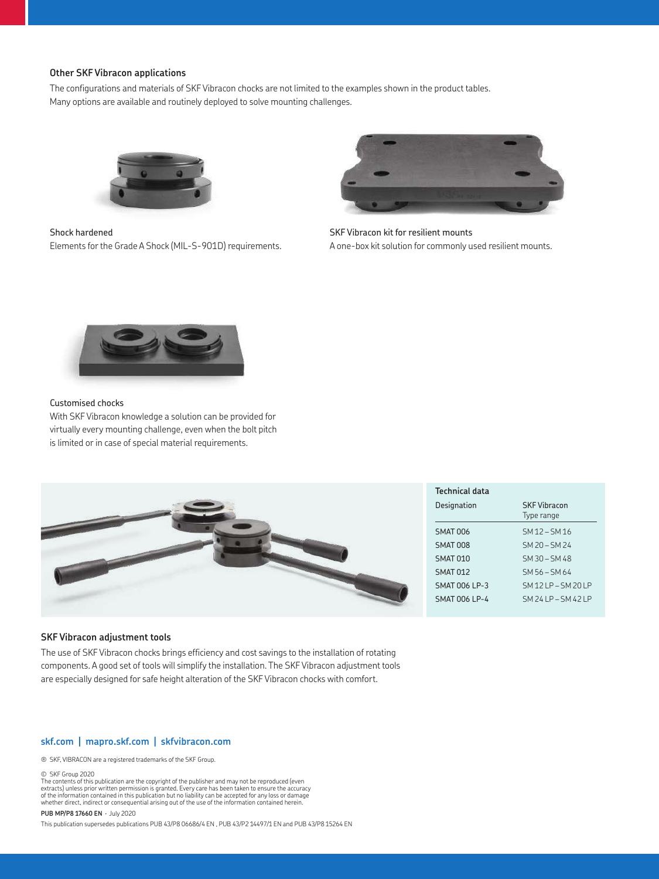### Other SKF Vibracon applications

The configurations and materials of SKF Vibracon chocks are not limited to the examples shown in the product tables. Many options are available and routinely deployed to solve mounting challenges.

Shock hardened
Elements for the Grade A Shock (MIL-S-901D) requirements.

SKF Vibracon kit for resilient mounts
A one-box kit solution for commonly used resilient mounts.

Customised chocks
With SKF Vibracon knowledge a solution can be provided for virtually every mounting challenge, even when the bolt pitch is limited or in case of special material requirements.

**Technical data**

| Designation | SKF Vibracon Type range |
|---|---|
| SMAT 006 | SM 12 – SM 16 |
| SMAT 008 | SM 20 – SM 24 |
| SMAT 010 | SM 30 – SM 48 |
| SMAT 012 | SM 56 – SM 64 |
| SMAT 006 LP-3 | SM 12 LP – SM 20 LP |
| SMAT 006 LP-4 | SM 24 LP – SM 42 LP |

### SKF Vibracon adjustment tools

The use of SKF Vibracon chocks brings efficiency and cost savings to the installation of rotating components. A good set of tools will simplify the installation. The SKF Vibracon adjustment tools are especially designed for safe height alteration of the SKF Vibracon chocks with comfort.

**skf.com | mapro.skf.com | skfvibracon.com**

® SKF, VIBRACON are a registered trademarks of the SKF Group.

© SKF Group 2020
The contents of this publication are the copyright of the publisher and may not be reproduced (even extracts) unless prior written permission is granted. Every care has been taken to ensure the accuracy of the information contained in this publication but no liability can be accepted for any loss or damage whether direct, indirect or consequential arising out of the use of the information contained herein.

**PUB MP/P8 17660 EN** · July 2020

This publication supersedes publications PUB 43/P8 06686/4 EN , PUB 43/P2 14497/1 EN and PUB 43/P8 15264 EN